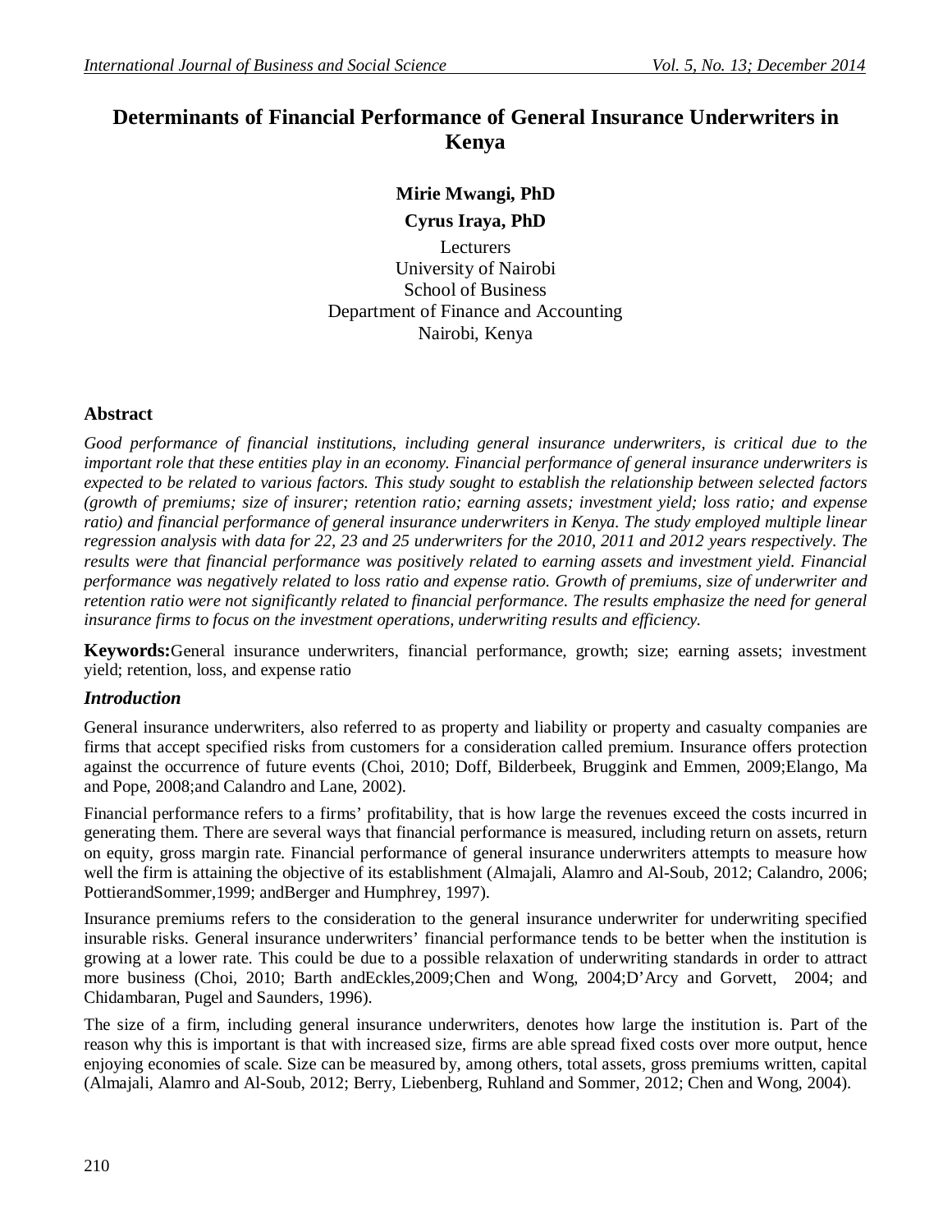# Determinants of Financial Performance of General Insurance Underwriters in Kenya

**Mirie Mwangi, PhD**

**Cyrus Iraya, PhD**

Lecturers
University of Nairobi
School of Business
Department of Finance and Accounting
Nairobi, Kenya

## Abstract

*Good performance of financial institutions, including general insurance underwriters, is critical due to the important role that these entities play in an economy. Financial performance of general insurance underwriters is expected to be related to various factors. This study sought to establish the relationship between selected factors (growth of premiums; size of insurer; retention ratio; earning assets; investment yield; loss ratio; and expense ratio) and financial performance of general insurance underwriters in Kenya. The study employed multiple linear regression analysis with data for 22, 23 and 25 underwriters for the 2010, 2011 and 2012 years respectively. The results were that financial performance was positively related to earning assets and investment yield. Financial performance was negatively related to loss ratio and expense ratio. Growth of premiums, size of underwriter and retention ratio were not significantly related to financial performance. The results emphasize the need for general insurance firms to focus on the investment operations, underwriting results and efficiency.*

**Keywords:**General insurance underwriters, financial performance, growth; size; earning assets; investment yield; retention, loss, and expense ratio

## *Introduction*

General insurance underwriters, also referred to as property and liability or property and casualty companies are firms that accept specified risks from customers for a consideration called premium. Insurance offers protection against the occurrence of future events (Choi, 2010; Doff, Bilderbeek, Bruggink and Emmen, 2009;Elango, Ma and Pope, 2008;and Calandro and Lane, 2002).

Financial performance refers to a firms' profitability, that is how large the revenues exceed the costs incurred in generating them. There are several ways that financial performance is measured, including return on assets, return on equity, gross margin rate. Financial performance of general insurance underwriters attempts to measure how well the firm is attaining the objective of its establishment (Almajali, Alamro and Al-Soub, 2012; Calandro, 2006; PottierandSommer,1999; andBerger and Humphrey, 1997).

Insurance premiums refers to the consideration to the general insurance underwriter for underwriting specified insurable risks. General insurance underwriters' financial performance tends to be better when the institution is growing at a lower rate. This could be due to a possible relaxation of underwriting standards in order to attract more business (Choi, 2010; Barth andEckles,2009;Chen and Wong, 2004;D'Arcy and Gorvett, 2004; and Chidambaran, Pugel and Saunders, 1996).

The size of a firm, including general insurance underwriters, denotes how large the institution is. Part of the reason why this is important is that with increased size, firms are able spread fixed costs over more output, hence enjoying economies of scale. Size can be measured by, among others, total assets, gross premiums written, capital (Almajali, Alamro and Al-Soub, 2012; Berry, Liebenberg, Ruhland and Sommer, 2012; Chen and Wong, 2004).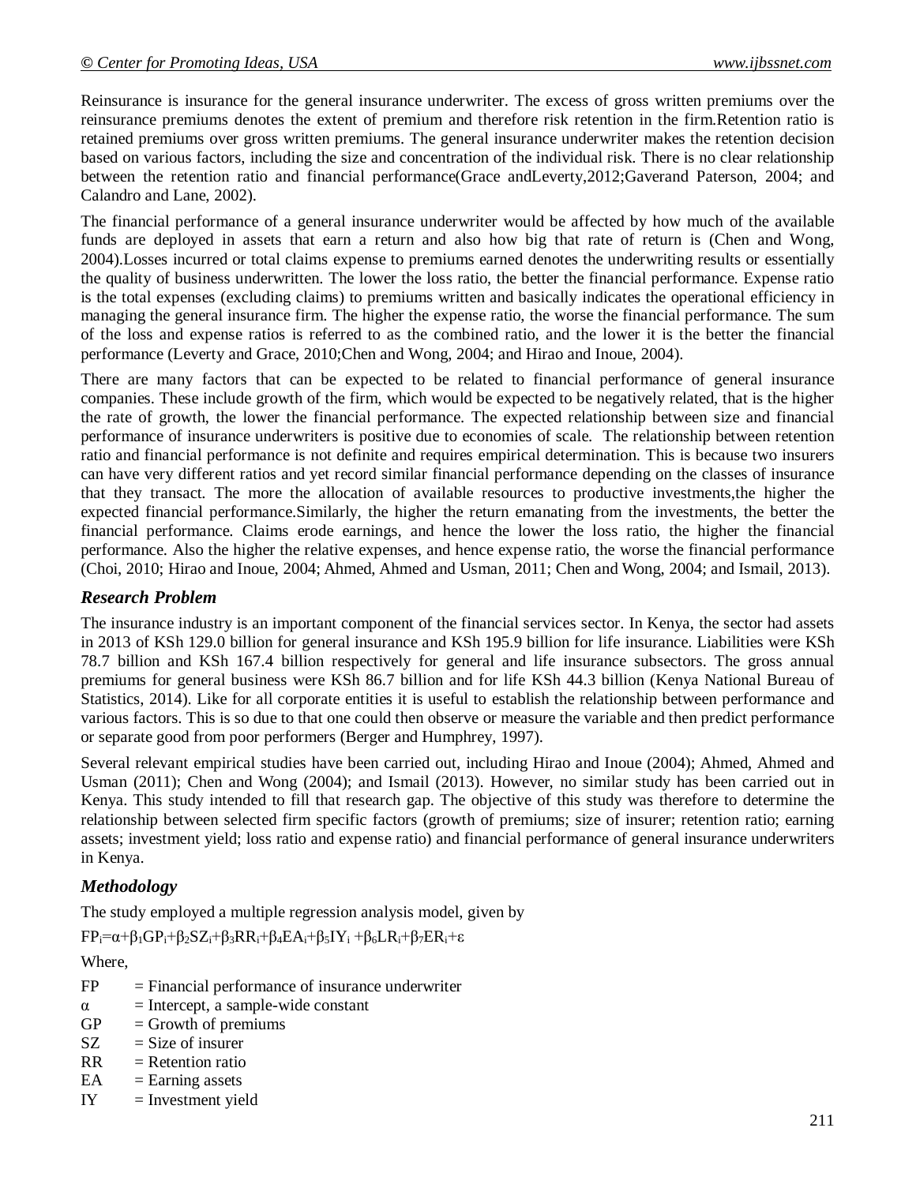Reinsurance is insurance for the general insurance underwriter. The excess of gross written premiums over the reinsurance premiums denotes the extent of premium and therefore risk retention in the firm.Retention ratio is retained premiums over gross written premiums. The general insurance underwriter makes the retention decision based on various factors, including the size and concentration of the individual risk. There is no clear relationship between the retention ratio and financial performance(Grace andLeverty,2012;Gaverand Paterson, 2004; and Calandro and Lane, 2002).

The financial performance of a general insurance underwriter would be affected by how much of the available funds are deployed in assets that earn a return and also how big that rate of return is (Chen and Wong, 2004).Losses incurred or total claims expense to premiums earned denotes the underwriting results or essentially the quality of business underwritten. The lower the loss ratio, the better the financial performance. Expense ratio is the total expenses (excluding claims) to premiums written and basically indicates the operational efficiency in managing the general insurance firm. The higher the expense ratio, the worse the financial performance. The sum of the loss and expense ratios is referred to as the combined ratio, and the lower it is the better the financial performance (Leverty and Grace, 2010;Chen and Wong, 2004; and Hirao and Inoue, 2004).

There are many factors that can be expected to be related to financial performance of general insurance companies. These include growth of the firm, which would be expected to be negatively related, that is the higher the rate of growth, the lower the financial performance. The expected relationship between size and financial performance of insurance underwriters is positive due to economies of scale. The relationship between retention ratio and financial performance is not definite and requires empirical determination. This is because two insurers can have very different ratios and yet record similar financial performance depending on the classes of insurance that they transact. The more the allocation of available resources to productive investments,the higher the expected financial performance.Similarly, the higher the return emanating from the investments, the better the financial performance. Claims erode earnings, and hence the lower the loss ratio, the higher the financial performance. Also the higher the relative expenses, and hence expense ratio, the worse the financial performance (Choi, 2010; Hirao and Inoue, 2004; Ahmed, Ahmed and Usman, 2011; Chen and Wong, 2004; and Ismail, 2013).

### *Research Problem*

The insurance industry is an important component of the financial services sector. In Kenya, the sector had assets in 2013 of KSh 129.0 billion for general insurance and KSh 195.9 billion for life insurance. Liabilities were KSh 78.7 billion and KSh 167.4 billion respectively for general and life insurance subsectors. The gross annual premiums for general business were KSh 86.7 billion and for life KSh 44.3 billion (Kenya National Bureau of Statistics, 2014). Like for all corporate entities it is useful to establish the relationship between performance and various factors. This is so due to that one could then observe or measure the variable and then predict performance or separate good from poor performers (Berger and Humphrey, 1997).

Several relevant empirical studies have been carried out, including Hirao and Inoue (2004); Ahmed, Ahmed and Usman (2011); Chen and Wong (2004); and Ismail (2013). However, no similar study has been carried out in Kenya. This study intended to fill that research gap. The objective of this study was therefore to determine the relationship between selected firm specific factors (growth of premiums; size of insurer; retention ratio; earning assets; investment yield; loss ratio and expense ratio) and financial performance of general insurance underwriters in Kenya.

### *Methodology*

The study employed a multiple regression analysis model, given by

$$FP_i=\alpha+\beta_1GP_i+\beta_2SZ_i+\beta_3RR_i+\beta_4EA_i+\beta_5IY_i+\beta_6LR_i+\beta_7ER_i+\varepsilon$$

Where,

FP = Financial performance of insurance underwriter
$\alpha$ = Intercept, a sample-wide constant
GP = Growth of premiums
SZ = Size of insurer
RR = Retention ratio
EA = Earning assets
IY = Investment yield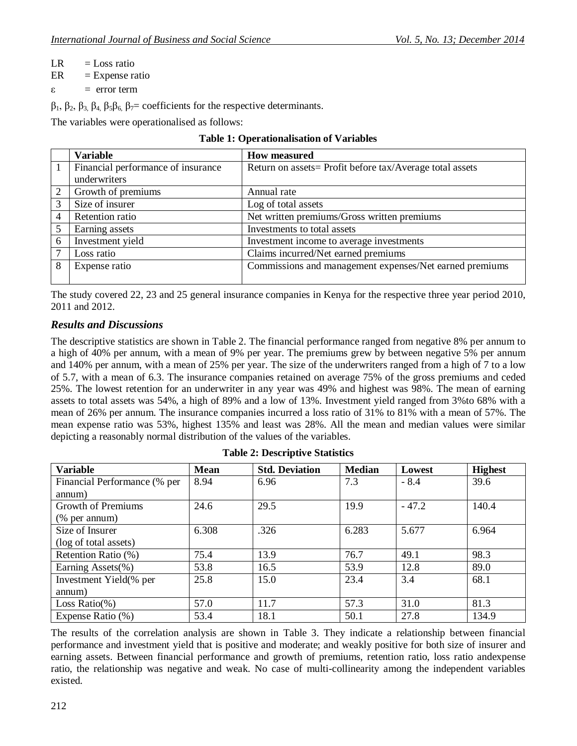LR = Loss ratio

ER = Expense ratio

$\varepsilon$ = error term

$\beta_1, \beta_2, \beta_3, \beta_4, \beta_5 \beta_6, \beta_7$= coefficients for the respective determinants.

The variables were operationalised as follows:

**Table 1: Operationalisation of Variables**

| | Variable | How measured |
|---|---|---|
| 1 | Financial performance of insurance underwriters | Return on assets= Profit before tax/Average total assets |
| 2 | Growth of premiums | Annual rate |
| 3 | Size of insurer | Log of total assets |
| 4 | Retention ratio | Net written premiums/Gross written premiums |
| 5 | Earning assets | Investments to total assets |
| 6 | Investment yield | Investment income to average investments |
| 7 | Loss ratio | Claims incurred/Net earned premiums |
| 8 | Expense ratio | Commissions and management expenses/Net earned premiums |

The study covered 22, 23 and 25 general insurance companies in Kenya for the respective three year period 2010, 2011 and 2012.

## *Results and Discussions*

The descriptive statistics are shown in Table 2. The financial performance ranged from negative 8% per annum to a high of 40% per annum, with a mean of 9% per year. The premiums grew by between negative 5% per annum and 140% per annum, with a mean of 25% per year. The size of the underwriters ranged from a high of 7 to a low of 5.7, with a mean of 6.3. The insurance companies retained on average 75% of the gross premiums and ceded 25%. The lowest retention for an underwriter in any year was 49% and highest was 98%. The mean of earning assets to total assets was 54%, a high of 89% and a low of 13%. Investment yield ranged from 3%to 68% with a mean of 26% per annum. The insurance companies incurred a loss ratio of 31% to 81% with a mean of 57%. The mean expense ratio was 53%, highest 135% and least was 28%. All the mean and median values were similar depicting a reasonably normal distribution of the values of the variables.

**Table 2: Descriptive Statistics**

| Variable | Mean | Std. Deviation | Median | Lowest | Highest |
|---|---|---|---|---|---|
| Financial Performance (% per annum) | 8.94 | 6.96 | 7.3 | - 8.4 | 39.6 |
| Growth of Premiums (% per annum) | 24.6 | 29.5 | 19.9 | - 47.2 | 140.4 |
| Size of Insurer (log of total assets) | 6.308 | .326 | 6.283 | 5.677 | 6.964 |
| Retention Ratio (%) | 75.4 | 13.9 | 76.7 | 49.1 | 98.3 |
| Earning Assets(%) | 53.8 | 16.5 | 53.9 | 12.8 | 89.0 |
| Investment Yield(% per annum) | 25.8 | 15.0 | 23.4 | 3.4 | 68.1 |
| Loss Ratio(%) | 57.0 | 11.7 | 57.3 | 31.0 | 81.3 |
| Expense Ratio (%) | 53.4 | 18.1 | 50.1 | 27.8 | 134.9 |

The results of the correlation analysis are shown in Table 3. They indicate a relationship between financial performance and investment yield that is positive and moderate; and weakly positive for both size of insurer and earning assets. Between financial performance and growth of premiums, retention ratio, loss ratio andexpense ratio, the relationship was negative and weak. No case of multi-collinearity among the independent variables existed.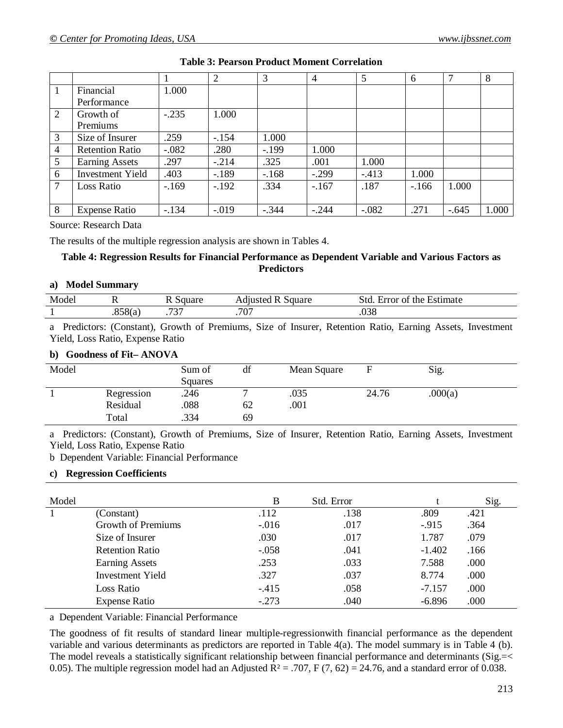**Table 3: Pearson Product Moment Correlation**

| | | 1 | 2 | 3 | 4 | 5 | 6 | 7 | 8 |
|---|---|---|---|---|---|---|---|---|---|
| 1 | Financial Performance | 1.000 | | | | | | | |
| 2 | Growth of Premiums | -.235 | 1.000 | | | | | | |
| 3 | Size of Insurer | .259 | -.154 | 1.000 | | | | | |
| 4 | Retention Ratio | -.082 | .280 | -.199 | 1.000 | | | | |
| 5 | Earning Assets | .297 | -.214 | .325 | .001 | 1.000 | | | |
| 6 | Investment Yield | .403 | -.189 | -.168 | -.299 | -.413 | 1.000 | | |
| 7 | Loss Ratio | -.169 | -.192 | .334 | -.167 | .187 | -.166 | 1.000 | |
| 8 | Expense Ratio | -.134 | -.019 | -.344 | -.244 | -.082 | .271 | -.645 | 1.000 |

Source: Research Data

The results of the multiple regression analysis are shown in Tables 4.

**Table 4: Regression Results for Financial Performance as Dependent Variable and Various Factors as Predictors**

**a) Model Summary**

| Model | R | R Square | Adjusted R Square | Std. Error of the Estimate |
|---|---|---|---|---|
| 1 | .858(a) | .737 | .707 | .038 |

a Predictors: (Constant), Growth of Premiums, Size of Insurer, Retention Ratio, Earning Assets, Investment Yield, Loss Ratio, Expense Ratio

**b) Goodness of Fit– ANOVA**

| Model | | Sum of Squares | df | Mean Square | F | Sig. |
|---|---|---|---|---|---|---|
| 1 | Regression | .246 | 7 | .035 | 24.76 | .000(a) |
| | Residual | .088 | 62 | .001 | | |
| | Total | .334 | 69 | | | |

a Predictors: (Constant), Growth of Premiums, Size of Insurer, Retention Ratio, Earning Assets, Investment Yield, Loss Ratio, Expense Ratio

b Dependent Variable: Financial Performance

**c) Regression Coefficients**

| Model | | B | Std. Error | t | Sig. |
|---|---|---|---|---|---|
| 1 | (Constant) | .112 | .138 | .809 | .421 |
| | Growth of Premiums | -.016 | .017 | -.915 | .364 |
| | Size of Insurer | .030 | .017 | 1.787 | .079 |
| | Retention Ratio | -.058 | .041 | -1.402 | .166 |
| | Earning Assets | .253 | .033 | 7.588 | .000 |
| | Investment Yield | .327 | .037 | 8.774 | .000 |
| | Loss Ratio | -.415 | .058 | -7.157 | .000 |
| | Expense Ratio | -.273 | .040 | -6.896 | .000 |

a Dependent Variable: Financial Performance

The goodness of fit results of standard linear multiple-regressionwith financial performance as the dependent variable and various determinants as predictors are reported in Table 4(a). The model summary is in Table 4 (b). The model reveals a statistically significant relationship between financial performance and determinants (Sig.=< 0.05). The multiple regression model had an Adjusted $R^2 = .707$, $F(7, 62) = 24.76$, and a standard error of 0.038.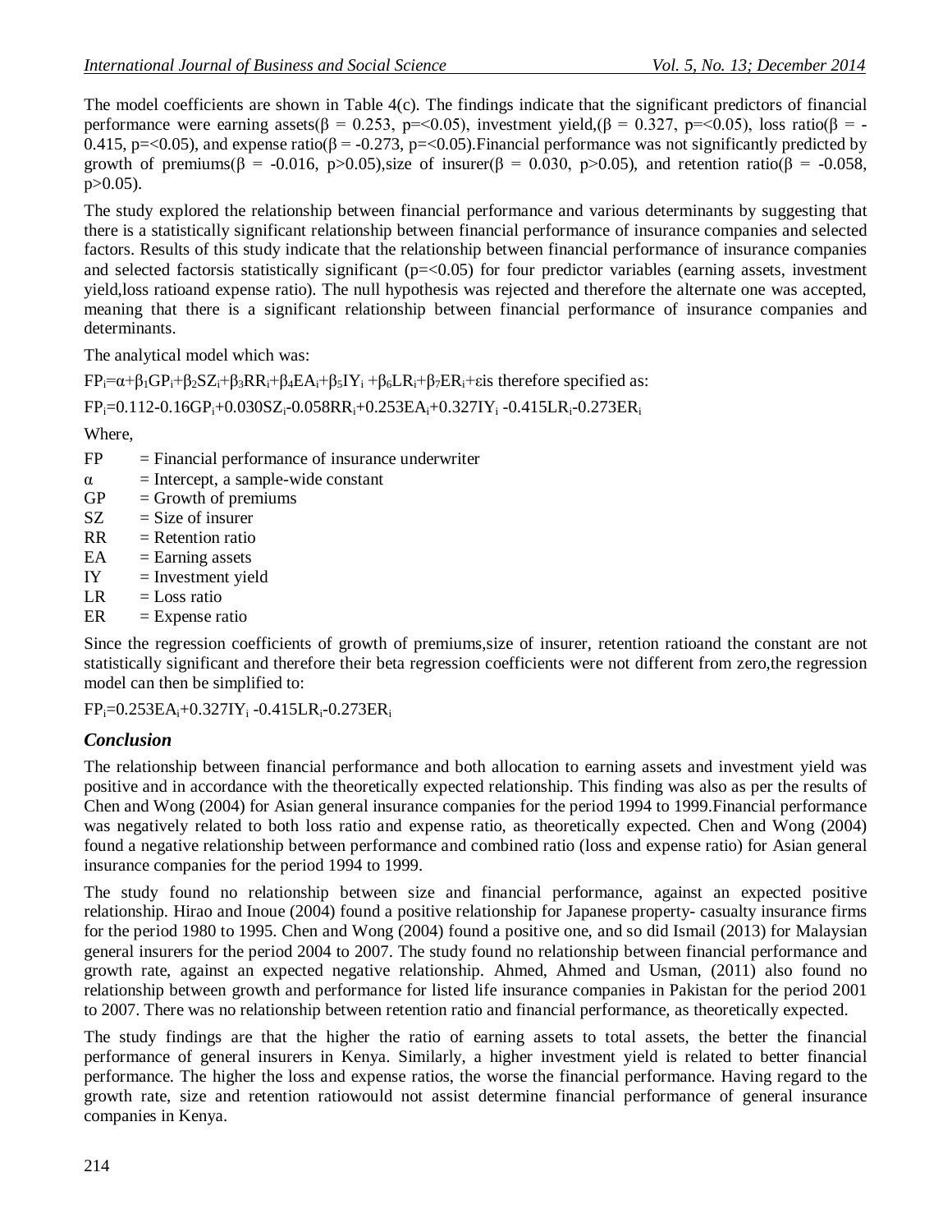The model coefficients are shown in Table 4(c). The findings indicate that the significant predictors of financial performance were earning assets($\beta$ = 0.253, p=<0.05), investment yield,($\beta$ = 0.327, p=<0.05), loss ratio($\beta$ = -0.415, p=<0.05), and expense ratio($\beta$ = -0.273, p=<0.05).Financial performance was not significantly predicted by growth of premiums($\beta$ = -0.016, p>0.05),size of insurer($\beta$ = 0.030, p>0.05), and retention ratio($\beta$ = -0.058, p>0.05).

The study explored the relationship between financial performance and various determinants by suggesting that there is a statistically significant relationship between financial performance of insurance companies and selected factors. Results of this study indicate that the relationship between financial performance of insurance companies and selected factorsis statistically significant (p=<0.05) for four predictor variables (earning assets, investment yield,loss ratioand expense ratio). The null hypothesis was rejected and therefore the alternate one was accepted, meaning that there is a significant relationship between financial performance of insurance companies and determinants.

The analytical model which was:

$FP_i=\alpha+\beta_1GP_i+\beta_2SZ_i+\beta_3RR_i+\beta_4EA_i+\beta_5IY_i+\beta_6LR_i+\beta_7ER_i+\varepsilon$is therefore specified as:

$FP_i=0.112-0.16GP_i+0.030SZ_i-0.058RR_i+0.253EA_i+0.327IY_i-0.415LR_i-0.273ER_i$

Where,

- FP = Financial performance of insurance underwriter
- $\alpha$ = Intercept, a sample-wide constant
- GP = Growth of premiums
- SZ = Size of insurer
- RR = Retention ratio
- EA = Earning assets
- IY = Investment yield
- LR = Loss ratio
- ER = Expense ratio

Since the regression coefficients of growth of premiums,size of insurer, retention ratioand the constant are not statistically significant and therefore their beta regression coefficients were not different from zero,the regression model can then be simplified to:

$FP_i=0.253EA_i+0.327IY_i-0.415LR_i-0.273ER_i$

## *Conclusion*

The relationship between financial performance and both allocation to earning assets and investment yield was positive and in accordance with the theoretically expected relationship. This finding was also as per the results of Chen and Wong (2004) for Asian general insurance companies for the period 1994 to 1999.Financial performance was negatively related to both loss ratio and expense ratio, as theoretically expected. Chen and Wong (2004) found a negative relationship between performance and combined ratio (loss and expense ratio) for Asian general insurance companies for the period 1994 to 1999.

The study found no relationship between size and financial performance, against an expected positive relationship. Hirao and Inoue (2004) found a positive relationship for Japanese property- casualty insurance firms for the period 1980 to 1995. Chen and Wong (2004) found a positive one, and so did Ismail (2013) for Malaysian general insurers for the period 2004 to 2007. The study found no relationship between financial performance and growth rate, against an expected negative relationship. Ahmed, Ahmed and Usman, (2011) also found no relationship between growth and performance for listed life insurance companies in Pakistan for the period 2001 to 2007. There was no relationship between retention ratio and financial performance, as theoretically expected.

The study findings are that the higher the ratio of earning assets to total assets, the better the financial performance of general insurers in Kenya. Similarly, a higher investment yield is related to better financial performance. The higher the loss and expense ratios, the worse the financial performance. Having regard to the growth rate, size and retention ratiowould not assist determine financial performance of general insurance companies in Kenya.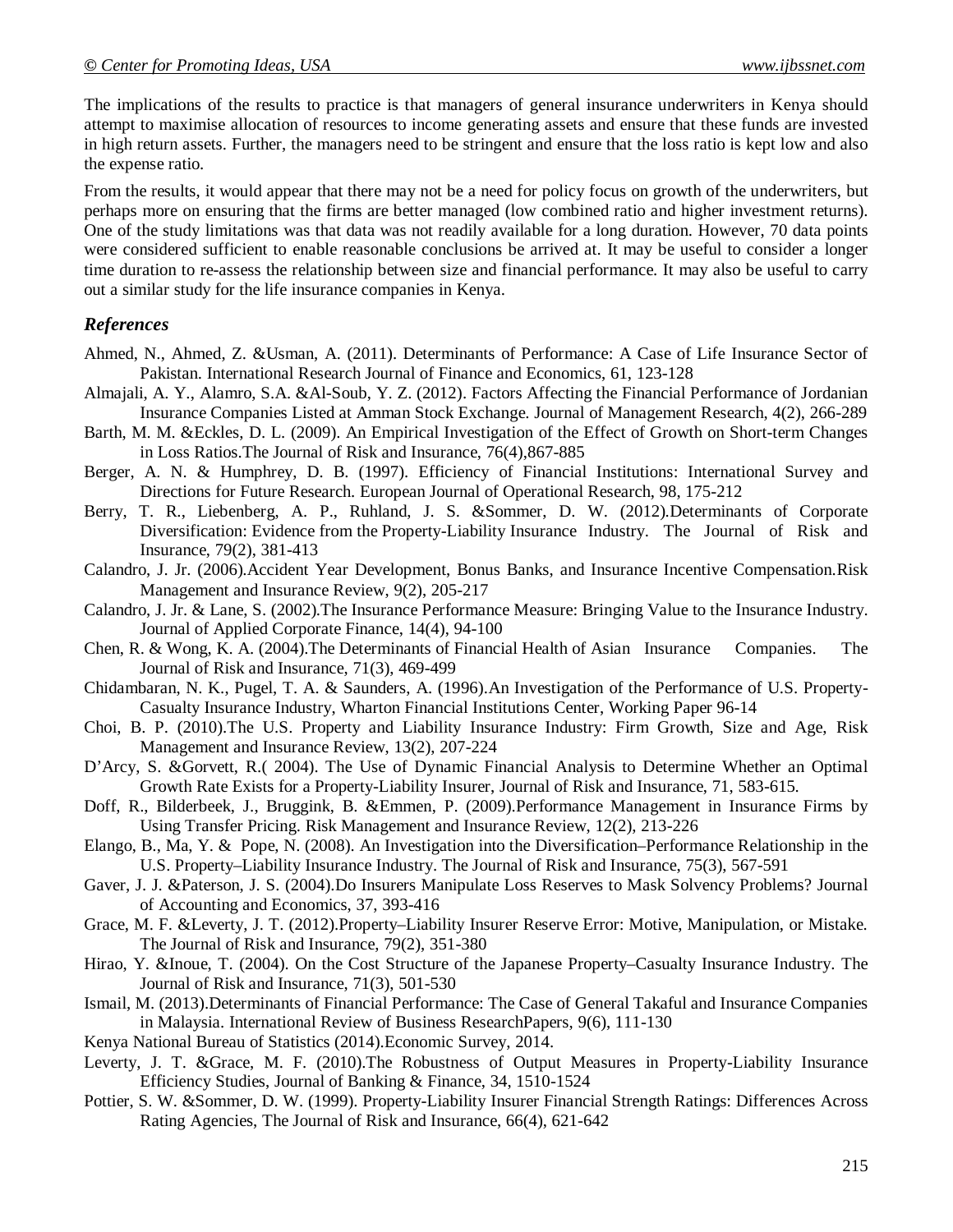The implications of the results to practice is that managers of general insurance underwriters in Kenya should attempt to maximise allocation of resources to income generating assets and ensure that these funds are invested in high return assets. Further, the managers need to be stringent and ensure that the loss ratio is kept low and also the expense ratio.

From the results, it would appear that there may not be a need for policy focus on growth of the underwriters, but perhaps more on ensuring that the firms are better managed (low combined ratio and higher investment returns). One of the study limitations was that data was not readily available for a long duration. However, 70 data points were considered sufficient to enable reasonable conclusions be arrived at. It may be useful to consider a longer time duration to re-assess the relationship between size and financial performance. It may also be useful to carry out a similar study for the life insurance companies in Kenya.

## *References*

Ahmed, N., Ahmed, Z. &Usman, A. (2011). Determinants of Performance: A Case of Life Insurance Sector of Pakistan. International Research Journal of Finance and Economics, 61, 123-128

Almajali, A. Y., Alamro, S.A. &Al-Soub, Y. Z. (2012). Factors Affecting the Financial Performance of Jordanian Insurance Companies Listed at Amman Stock Exchange. Journal of Management Research, 4(2), 266-289

Barth, M. M. &Eckles, D. L. (2009). An Empirical Investigation of the Effect of Growth on Short-term Changes in Loss Ratios.The Journal of Risk and Insurance, 76(4),867-885

Berger, A. N. & Humphrey, D. B. (1997). Efficiency of Financial Institutions: International Survey and Directions for Future Research. European Journal of Operational Research, 98, 175-212

Berry, T. R., Liebenberg, A. P., Ruhland, J. S. &Sommer, D. W. (2012).Determinants of Corporate Diversification: Evidence from the Property-Liability Insurance Industry. The Journal of Risk and Insurance, 79(2), 381-413

Calandro, J. Jr. (2006).Accident Year Development, Bonus Banks, and Insurance Incentive Compensation.Risk Management and Insurance Review, 9(2), 205-217

Calandro, J. Jr. & Lane, S. (2002).The Insurance Performance Measure: Bringing Value to the Insurance Industry. Journal of Applied Corporate Finance, 14(4), 94-100

Chen, R. & Wong, K. A. (2004).The Determinants of Financial Health of Asian Insurance Companies. The Journal of Risk and Insurance, 71(3), 469-499

Chidambaran, N. K., Pugel, T. A. & Saunders, A. (1996).An Investigation of the Performance of U.S. Property-Casualty Insurance Industry, Wharton Financial Institutions Center, Working Paper 96-14

Choi, B. P. (2010).The U.S. Property and Liability Insurance Industry: Firm Growth, Size and Age, Risk Management and Insurance Review, 13(2), 207-224

D'Arcy, S. &Gorvett, R.( 2004). The Use of Dynamic Financial Analysis to Determine Whether an Optimal Growth Rate Exists for a Property-Liability Insurer, Journal of Risk and Insurance, 71, 583-615.

Doff, R., Bilderbeek, J., Bruggink, B. &Emmen, P. (2009).Performance Management in Insurance Firms by Using Transfer Pricing. Risk Management and Insurance Review, 12(2), 213-226

Elango, B., Ma, Y. & Pope, N. (2008). An Investigation into the Diversification–Performance Relationship in the U.S. Property–Liability Insurance Industry. The Journal of Risk and Insurance, 75(3), 567-591

Gaver, J. J. &Paterson, J. S. (2004).Do Insurers Manipulate Loss Reserves to Mask Solvency Problems? Journal of Accounting and Economics, 37, 393-416

Grace, M. F. &Leverty, J. T. (2012).Property–Liability Insurer Reserve Error: Motive, Manipulation, or Mistake. The Journal of Risk and Insurance, 79(2), 351-380

Hirao, Y. &Inoue, T. (2004). On the Cost Structure of the Japanese Property–Casualty Insurance Industry. The Journal of Risk and Insurance, 71(3), 501-530

Ismail, M. (2013).Determinants of Financial Performance: The Case of General Takaful and Insurance Companies in Malaysia. International Review of Business ResearchPapers, 9(6), 111-130

Kenya National Bureau of Statistics (2014).Economic Survey, 2014.

Leverty, J. T. &Grace, M. F. (2010).The Robustness of Output Measures in Property-Liability Insurance Efficiency Studies, Journal of Banking & Finance, 34, 1510-1524

Pottier, S. W. &Sommer, D. W. (1999). Property-Liability Insurer Financial Strength Ratings: Differences Across Rating Agencies, The Journal of Risk and Insurance, 66(4), 621-642